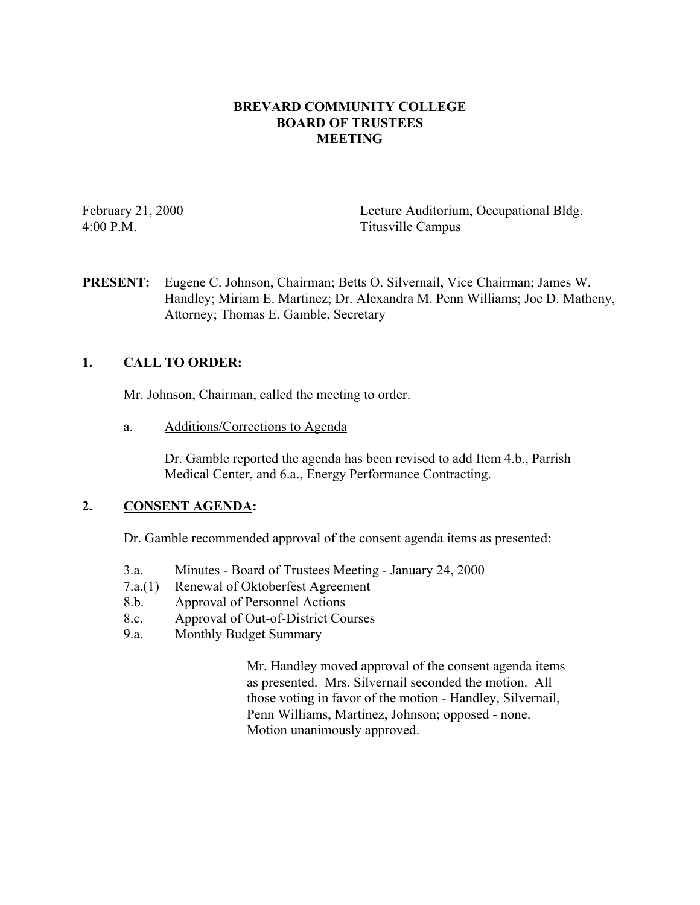# BREVARD COMMUNITY COLLEGE
# BOARD OF TRUSTEES
# MEETING

February 21, 2000
4:00 P.M.

Lecture Auditorium, Occupational Bldg.
Titusville Campus

**PRESENT:** Eugene C. Johnson, Chairman; Betts O. Silvernail, Vice Chairman; James W. Handley; Miriam E. Martinez; Dr. Alexandra M. Penn Williams; Joe D. Matheny, Attorney; Thomas E. Gamble, Secretary

## 1. CALL TO ORDER:

Mr. Johnson, Chairman, called the meeting to order.

a. Additions/Corrections to Agenda

Dr. Gamble reported the agenda has been revised to add Item 4.b., Parrish Medical Center, and 6.a., Energy Performance Contracting.

## 2. CONSENT AGENDA:

Dr. Gamble recommended approval of the consent agenda items as presented:

- 3.a. Minutes - Board of Trustees Meeting - January 24, 2000
- 7.a.(1) Renewal of Oktoberfest Agreement
- 8.b. Approval of Personnel Actions
- 8.c. Approval of Out-of-District Courses
- 9.a. Monthly Budget Summary

Mr. Handley moved approval of the consent agenda items as presented. Mrs. Silvernail seconded the motion. All those voting in favor of the motion - Handley, Silvernail, Penn Williams, Martinez, Johnson; opposed - none. Motion unanimously approved.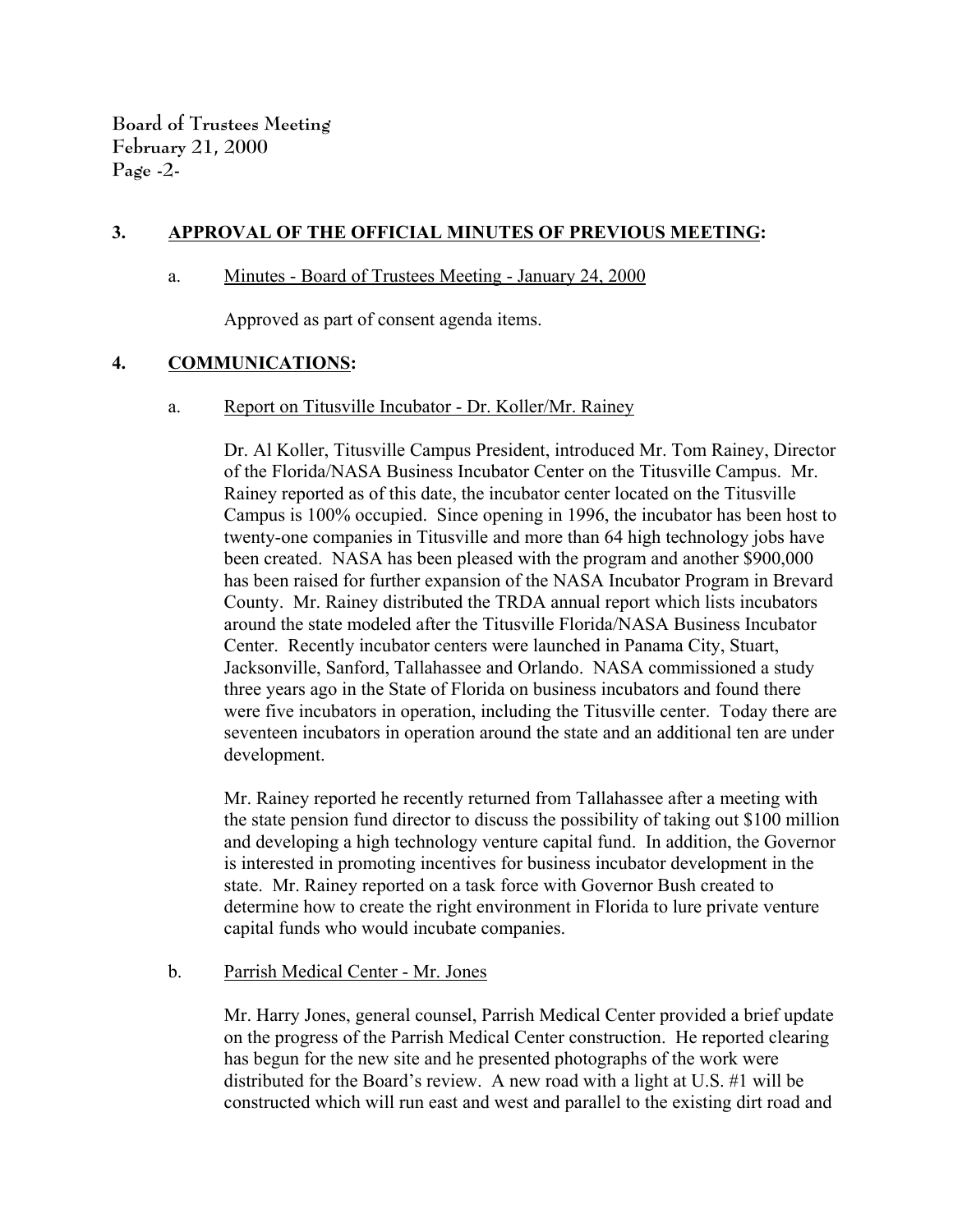## 3. APPROVAL OF THE OFFICIAL MINUTES OF PREVIOUS MEETING:

a. Minutes - Board of Trustees Meeting - January 24, 2000

Approved as part of consent agenda items.

## 4. COMMUNICATIONS:

a. Report on Titusville Incubator - Dr. Koller/Mr. Rainey

Dr. Al Koller, Titusville Campus President, introduced Mr. Tom Rainey, Director of the Florida/NASA Business Incubator Center on the Titusville Campus. Mr. Rainey reported as of this date, the incubator center located on the Titusville Campus is 100% occupied. Since opening in 1996, the incubator has been host to twenty-one companies in Titusville and more than 64 high technology jobs have been created. NASA has been pleased with the program and another $900,000 has been raised for further expansion of the NASA Incubator Program in Brevard County. Mr. Rainey distributed the TRDA annual report which lists incubators around the state modeled after the Titusville Florida/NASA Business Incubator Center. Recently incubator centers were launched in Panama City, Stuart, Jacksonville, Sanford, Tallahassee and Orlando. NASA commissioned a study three years ago in the State of Florida on business incubators and found there were five incubators in operation, including the Titusville center. Today there are seventeen incubators in operation around the state and an additional ten are under development.

Mr. Rainey reported he recently returned from Tallahassee after a meeting with the state pension fund director to discuss the possibility of taking out $100 million and developing a high technology venture capital fund. In addition, the Governor is interested in promoting incentives for business incubator development in the state. Mr. Rainey reported on a task force with Governor Bush created to determine how to create the right environment in Florida to lure private venture capital funds who would incubate companies.

b. Parrish Medical Center - Mr. Jones

Mr. Harry Jones, general counsel, Parrish Medical Center provided a brief update on the progress of the Parrish Medical Center construction. He reported clearing has begun for the new site and he presented photographs of the work were distributed for the Board's review. A new road with a light at U.S. #1 will be constructed which will run east and west and parallel to the existing dirt road and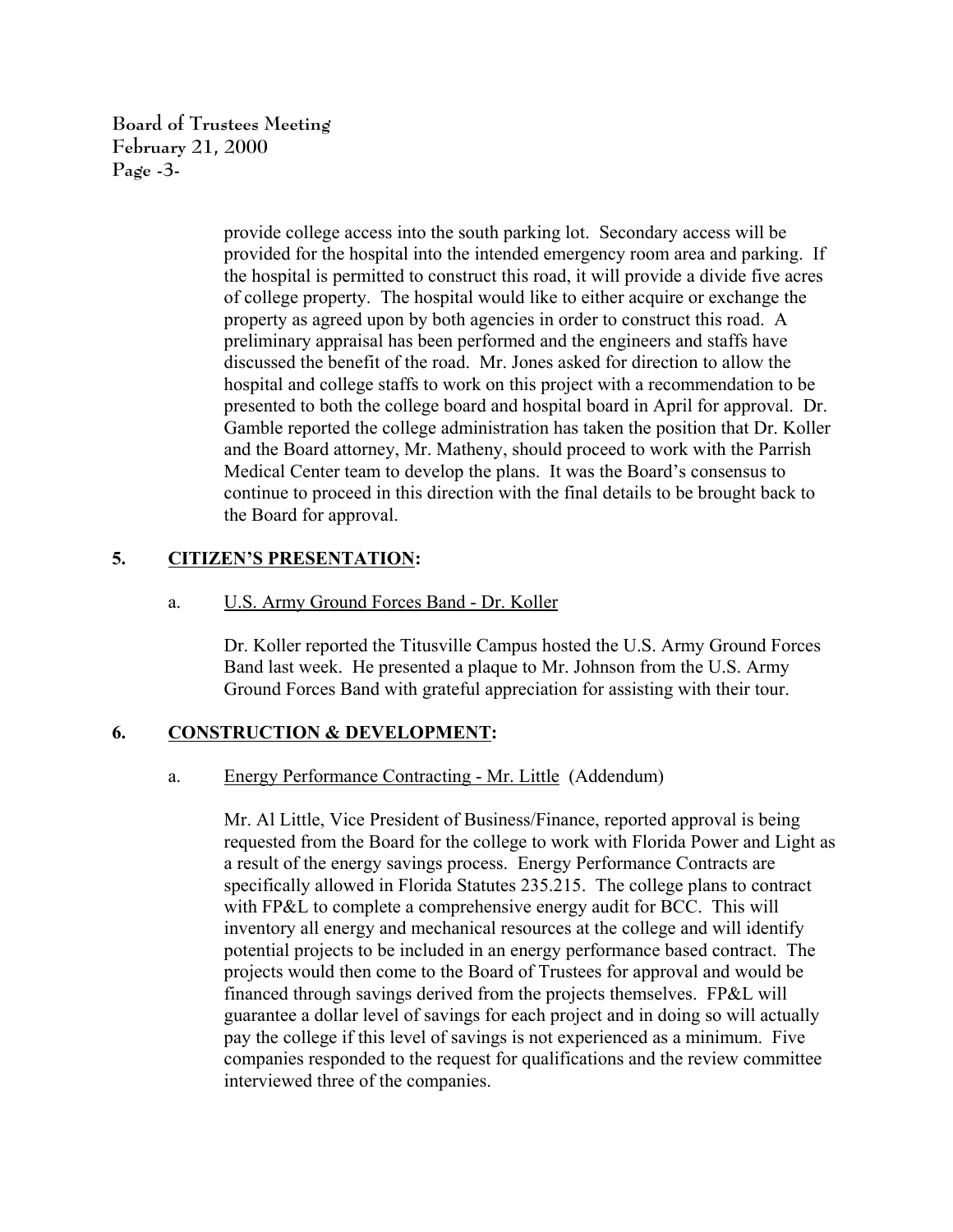provide college access into the south parking lot. Secondary access will be provided for the hospital into the intended emergency room area and parking. If the hospital is permitted to construct this road, it will provide a divide five acres of college property. The hospital would like to either acquire or exchange the property as agreed upon by both agencies in order to construct this road. A preliminary appraisal has been performed and the engineers and staffs have discussed the benefit of the road. Mr. Jones asked for direction to allow the hospital and college staffs to work on this project with a recommendation to be presented to both the college board and hospital board in April for approval. Dr. Gamble reported the college administration has taken the position that Dr. Koller and the Board attorney, Mr. Matheny, should proceed to work with the Parrish Medical Center team to develop the plans. It was the Board's consensus to continue to proceed in this direction with the final details to be brought back to the Board for approval.

## 5. CITIZEN'S PRESENTATION:

a. U.S. Army Ground Forces Band - Dr. Koller

Dr. Koller reported the Titusville Campus hosted the U.S. Army Ground Forces Band last week. He presented a plaque to Mr. Johnson from the U.S. Army Ground Forces Band with grateful appreciation for assisting with their tour.

## 6. CONSTRUCTION & DEVELOPMENT:

a. Energy Performance Contracting - Mr. Little (Addendum)

Mr. Al Little, Vice President of Business/Finance, reported approval is being requested from the Board for the college to work with Florida Power and Light as a result of the energy savings process. Energy Performance Contracts are specifically allowed in Florida Statutes 235.215. The college plans to contract with FP&L to complete a comprehensive energy audit for BCC. This will inventory all energy and mechanical resources at the college and will identify potential projects to be included in an energy performance based contract. The projects would then come to the Board of Trustees for approval and would be financed through savings derived from the projects themselves. FP&L will guarantee a dollar level of savings for each project and in doing so will actually pay the college if this level of savings is not experienced as a minimum. Five companies responded to the request for qualifications and the review committee interviewed three of the companies.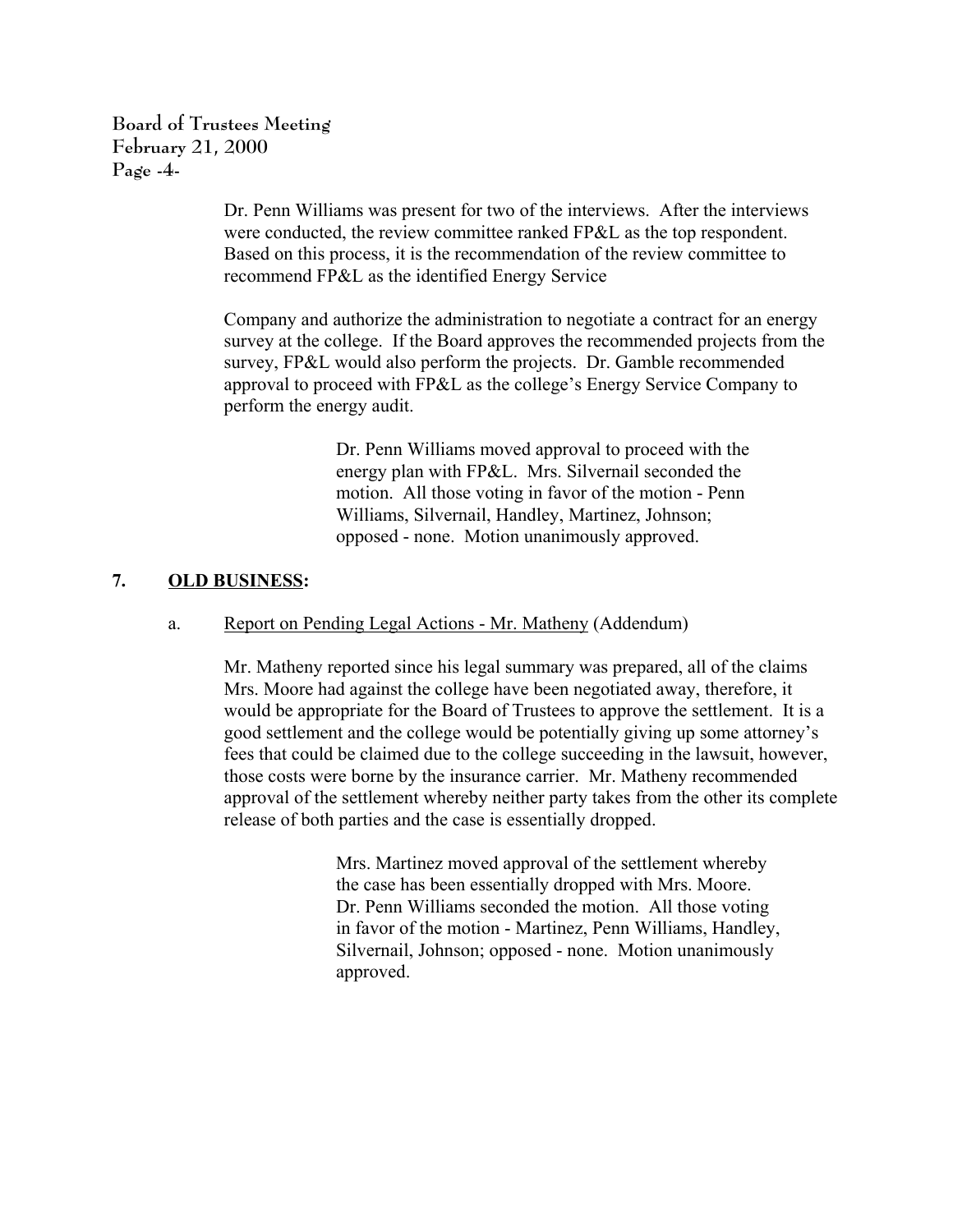Dr. Penn Williams was present for two of the interviews. After the interviews were conducted, the review committee ranked FP&L as the top respondent. Based on this process, it is the recommendation of the review committee to recommend FP&L as the identified Energy Service

Company and authorize the administration to negotiate a contract for an energy survey at the college. If the Board approves the recommended projects from the survey, FP&L would also perform the projects. Dr. Gamble recommended approval to proceed with FP&L as the college's Energy Service Company to perform the energy audit.

> Dr. Penn Williams moved approval to proceed with the energy plan with FP&L. Mrs. Silvernail seconded the motion. All those voting in favor of the motion - Penn Williams, Silvernail, Handley, Martinez, Johnson; opposed - none. Motion unanimously approved.

## 7. <u>OLD BUSINESS</u>:

a. <u>Report on Pending Legal Actions - Mr. Matheny</u> (Addendum)

Mr. Matheny reported since his legal summary was prepared, all of the claims Mrs. Moore had against the college have been negotiated away, therefore, it would be appropriate for the Board of Trustees to approve the settlement. It is a good settlement and the college would be potentially giving up some attorney's fees that could be claimed due to the college succeeding in the lawsuit, however, those costs were borne by the insurance carrier. Mr. Matheny recommended approval of the settlement whereby neither party takes from the other its complete release of both parties and the case is essentially dropped.

> Mrs. Martinez moved approval of the settlement whereby the case has been essentially dropped with Mrs. Moore. Dr. Penn Williams seconded the motion. All those voting in favor of the motion - Martinez, Penn Williams, Handley, Silvernail, Johnson; opposed - none. Motion unanimously approved.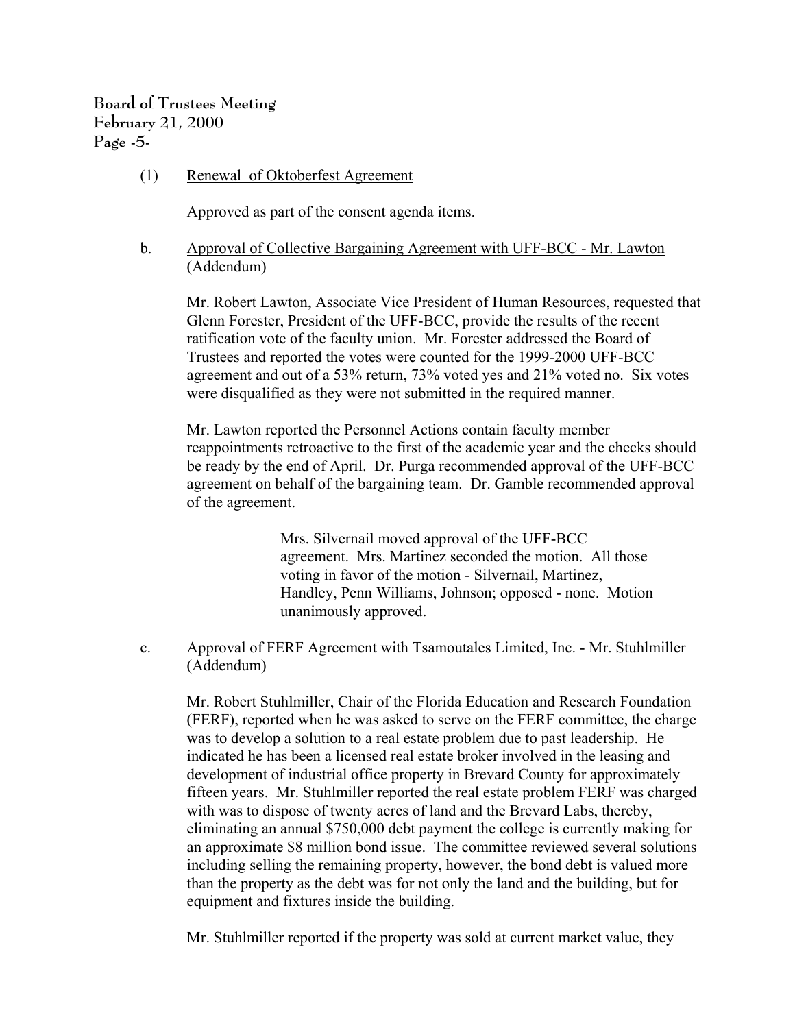(1) Renewal of Oktoberfest Agreement

Approved as part of the consent agenda items.

b. Approval of Collective Bargaining Agreement with UFF-BCC - Mr. Lawton (Addendum)

Mr. Robert Lawton, Associate Vice President of Human Resources, requested that Glenn Forester, President of the UFF-BCC, provide the results of the recent ratification vote of the faculty union. Mr. Forester addressed the Board of Trustees and reported the votes were counted for the 1999-2000 UFF-BCC agreement and out of a 53% return, 73% voted yes and 21% voted no. Six votes were disqualified as they were not submitted in the required manner.

Mr. Lawton reported the Personnel Actions contain faculty member reappointments retroactive to the first of the academic year and the checks should be ready by the end of April. Dr. Purga recommended approval of the UFF-BCC agreement on behalf of the bargaining team. Dr. Gamble recommended approval of the agreement.

> Mrs. Silvernail moved approval of the UFF-BCC agreement. Mrs. Martinez seconded the motion. All those voting in favor of the motion - Silvernail, Martinez, Handley, Penn Williams, Johnson; opposed - none. Motion unanimously approved.

c. Approval of FERF Agreement with Tsamoutales Limited, Inc. - Mr. Stuhlmiller (Addendum)

Mr. Robert Stuhlmiller, Chair of the Florida Education and Research Foundation (FERF), reported when he was asked to serve on the FERF committee, the charge was to develop a solution to a real estate problem due to past leadership. He indicated he has been a licensed real estate broker involved in the leasing and development of industrial office property in Brevard County for approximately fifteen years. Mr. Stuhlmiller reported the real estate problem FERF was charged with was to dispose of twenty acres of land and the Brevard Labs, thereby, eliminating an annual $750,000 debt payment the college is currently making for an approximate $8 million bond issue. The committee reviewed several solutions including selling the remaining property, however, the bond debt is valued more than the property as the debt was for not only the land and the building, but for equipment and fixtures inside the building.

Mr. Stuhlmiller reported if the property was sold at current market value, they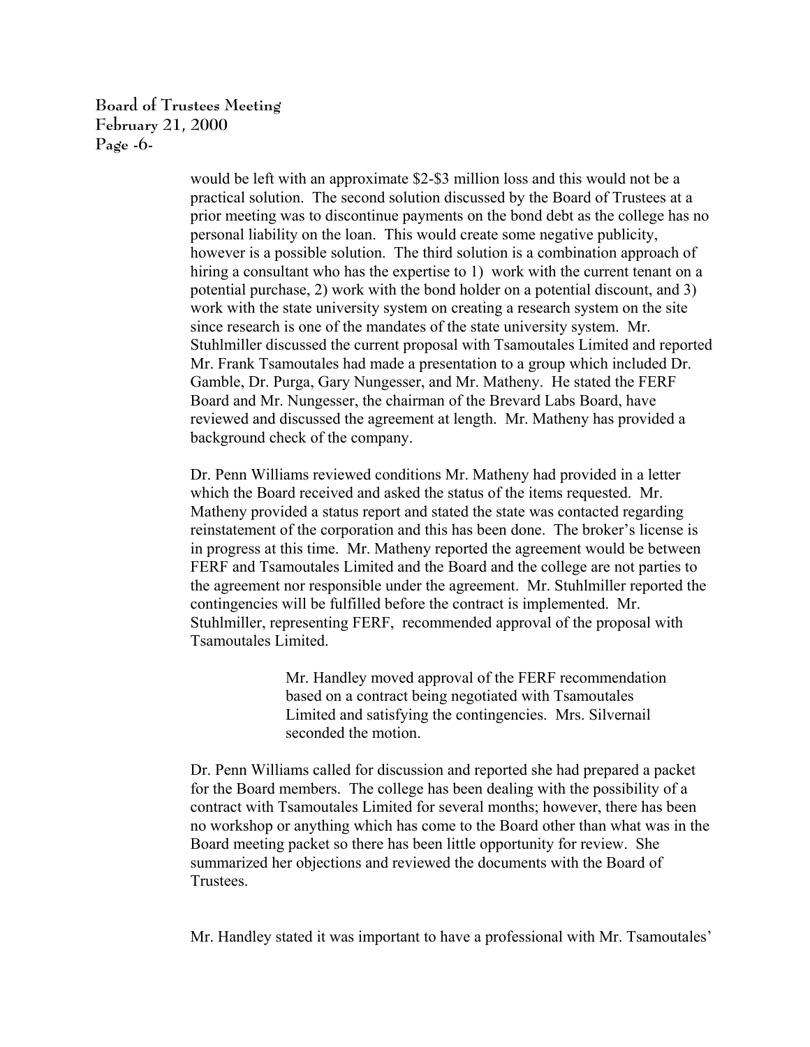would be left with an approximate $2-$3 million loss and this would not be a practical solution. The second solution discussed by the Board of Trustees at a prior meeting was to discontinue payments on the bond debt as the college has no personal liability on the loan. This would create some negative publicity, however is a possible solution. The third solution is a combination approach of hiring a consultant who has the expertise to 1) work with the current tenant on a potential purchase, 2) work with the bond holder on a potential discount, and 3) work with the state university system on creating a research system on the site since research is one of the mandates of the state university system. Mr. Stuhlmiller discussed the current proposal with Tsamoutales Limited and reported Mr. Frank Tsamoutales had made a presentation to a group which included Dr. Gamble, Dr. Purga, Gary Nungesser, and Mr. Matheny. He stated the FERF Board and Mr. Nungesser, the chairman of the Brevard Labs Board, have reviewed and discussed the agreement at length. Mr. Matheny has provided a background check of the company.

Dr. Penn Williams reviewed conditions Mr. Matheny had provided in a letter which the Board received and asked the status of the items requested. Mr. Matheny provided a status report and stated the state was contacted regarding reinstatement of the corporation and this has been done. The broker's license is in progress at this time. Mr. Matheny reported the agreement would be between FERF and Tsamoutales Limited and the Board and the college are not parties to the agreement nor responsible under the agreement. Mr. Stuhlmiller reported the contingencies will be fulfilled before the contract is implemented. Mr. Stuhlmiller, representing FERF, recommended approval of the proposal with Tsamoutales Limited.

> Mr. Handley moved approval of the FERF recommendation based on a contract being negotiated with Tsamoutales Limited and satisfying the contingencies. Mrs. Silvernail seconded the motion.

Dr. Penn Williams called for discussion and reported she had prepared a packet for the Board members. The college has been dealing with the possibility of a contract with Tsamoutales Limited for several months; however, there has been no workshop or anything which has come to the Board other than what was in the Board meeting packet so there has been little opportunity for review. She summarized her objections and reviewed the documents with the Board of Trustees.

Mr. Handley stated it was important to have a professional with Mr. Tsamoutales'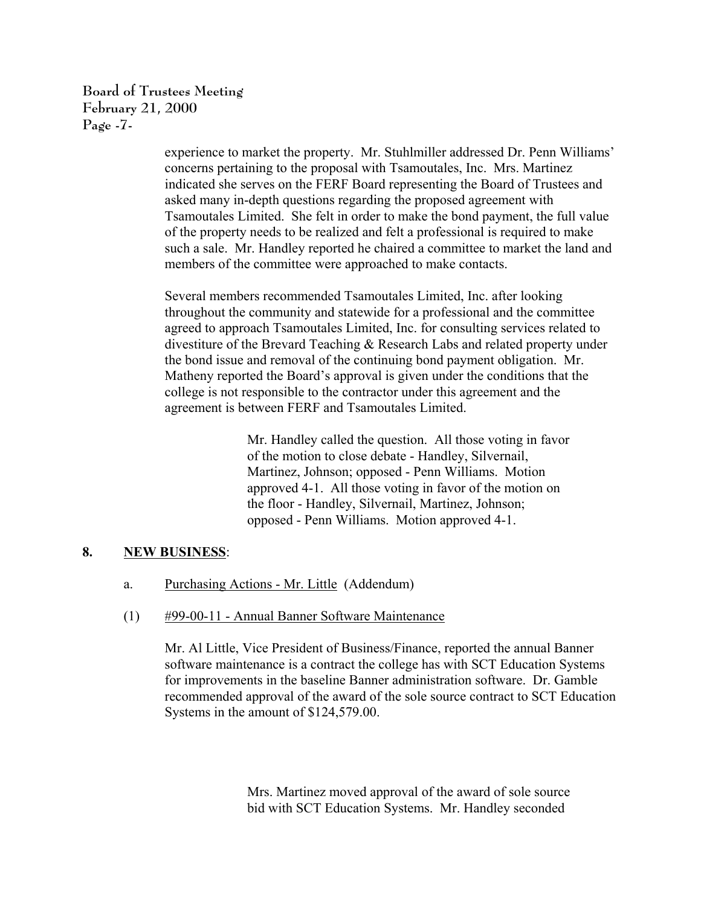experience to market the property. Mr. Stuhlmiller addressed Dr. Penn Williams' concerns pertaining to the proposal with Tsamoutales, Inc. Mrs. Martinez indicated she serves on the FERF Board representing the Board of Trustees and asked many in-depth questions regarding the proposed agreement with Tsamoutales Limited. She felt in order to make the bond payment, the full value of the property needs to be realized and felt a professional is required to make such a sale. Mr. Handley reported he chaired a committee to market the land and members of the committee were approached to make contacts.

Several members recommended Tsamoutales Limited, Inc. after looking throughout the community and statewide for a professional and the committee agreed to approach Tsamoutales Limited, Inc. for consulting services related to divestiture of the Brevard Teaching & Research Labs and related property under the bond issue and removal of the continuing bond payment obligation. Mr. Matheny reported the Board's approval is given under the conditions that the college is not responsible to the contractor under this agreement and the agreement is between FERF and Tsamoutales Limited.

> Mr. Handley called the question. All those voting in favor of the motion to close debate - Handley, Silvernail, Martinez, Johnson; opposed - Penn Williams. Motion approved 4-1. All those voting in favor of the motion on the floor - Handley, Silvernail, Martinez, Johnson; opposed - Penn Williams. Motion approved 4-1.

## 8. <u>NEW BUSINESS</u>:

a. <u>Purchasing Actions - Mr. Little</u> (Addendum)

(1) <u>#99-00-11 - Annual Banner Software Maintenance</u>

Mr. Al Little, Vice President of Business/Finance, reported the annual Banner software maintenance is a contract the college has with SCT Education Systems for improvements in the baseline Banner administration software. Dr. Gamble recommended approval of the award of the sole source contract to SCT Education Systems in the amount of $124,579.00.

> Mrs. Martinez moved approval of the award of sole source bid with SCT Education Systems. Mr. Handley seconded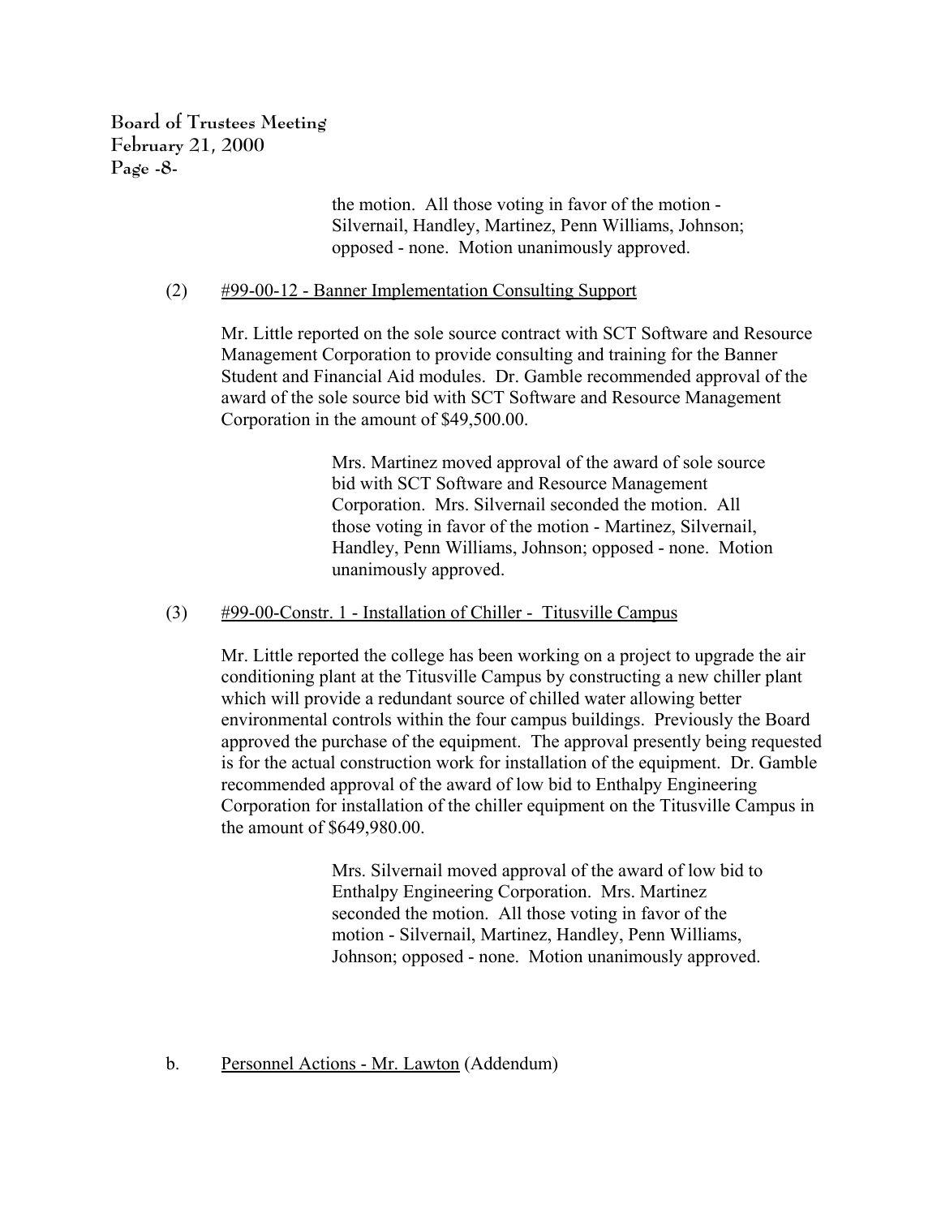the motion. All those voting in favor of the motion - Silvernail, Handley, Martinez, Penn Williams, Johnson; opposed - none. Motion unanimously approved.

(2) #99-00-12 - Banner Implementation Consulting Support

Mr. Little reported on the sole source contract with SCT Software and Resource Management Corporation to provide consulting and training for the Banner Student and Financial Aid modules. Dr. Gamble recommended approval of the award of the sole source bid with SCT Software and Resource Management Corporation in the amount of $49,500.00.

Mrs. Martinez moved approval of the award of sole source bid with SCT Software and Resource Management Corporation. Mrs. Silvernail seconded the motion. All those voting in favor of the motion - Martinez, Silvernail, Handley, Penn Williams, Johnson; opposed - none. Motion unanimously approved.

(3) #99-00-Constr. 1 - Installation of Chiller - Titusville Campus

Mr. Little reported the college has been working on a project to upgrade the air conditioning plant at the Titusville Campus by constructing a new chiller plant which will provide a redundant source of chilled water allowing better environmental controls within the four campus buildings. Previously the Board approved the purchase of the equipment. The approval presently being requested is for the actual construction work for installation of the equipment. Dr. Gamble recommended approval of the award of low bid to Enthalpy Engineering Corporation for installation of the chiller equipment on the Titusville Campus in the amount of $649,980.00.

Mrs. Silvernail moved approval of the award of low bid to Enthalpy Engineering Corporation. Mrs. Martinez seconded the motion. All those voting in favor of the motion - Silvernail, Martinez, Handley, Penn Williams, Johnson; opposed - none. Motion unanimously approved.

b. Personnel Actions - Mr. Lawton (Addendum)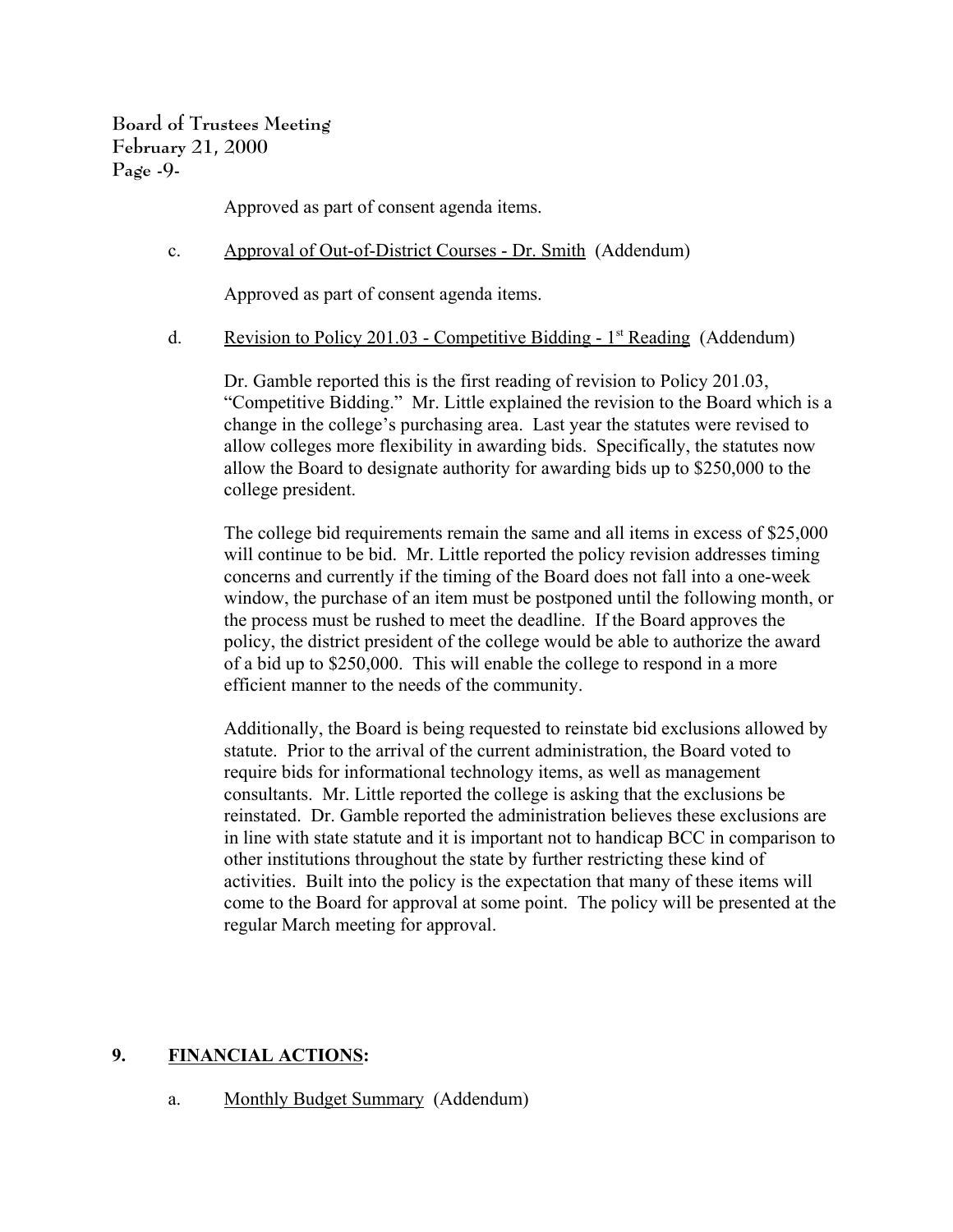Approved as part of consent agenda items.

c. Approval of Out-of-District Courses - Dr. Smith (Addendum)

Approved as part of consent agenda items.

d. Revision to Policy 201.03 - Competitive Bidding - 1st Reading (Addendum)

Dr. Gamble reported this is the first reading of revision to Policy 201.03, "Competitive Bidding." Mr. Little explained the revision to the Board which is a change in the college's purchasing area. Last year the statutes were revised to allow colleges more flexibility in awarding bids. Specifically, the statutes now allow the Board to designate authority for awarding bids up to $250,000 to the college president.

The college bid requirements remain the same and all items in excess of $25,000 will continue to be bid. Mr. Little reported the policy revision addresses timing concerns and currently if the timing of the Board does not fall into a one-week window, the purchase of an item must be postponed until the following month, or the process must be rushed to meet the deadline. If the Board approves the policy, the district president of the college would be able to authorize the award of a bid up to $250,000. This will enable the college to respond in a more efficient manner to the needs of the community.

Additionally, the Board is being requested to reinstate bid exclusions allowed by statute. Prior to the arrival of the current administration, the Board voted to require bids for informational technology items, as well as management consultants. Mr. Little reported the college is asking that the exclusions be reinstated. Dr. Gamble reported the administration believes these exclusions are in line with state statute and it is important not to handicap BCC in comparison to other institutions throughout the state by further restricting these kind of activities. Built into the policy is the expectation that many of these items will come to the Board for approval at some point. The policy will be presented at the regular March meeting for approval.

## 9. FINANCIAL ACTIONS:

a. Monthly Budget Summary (Addendum)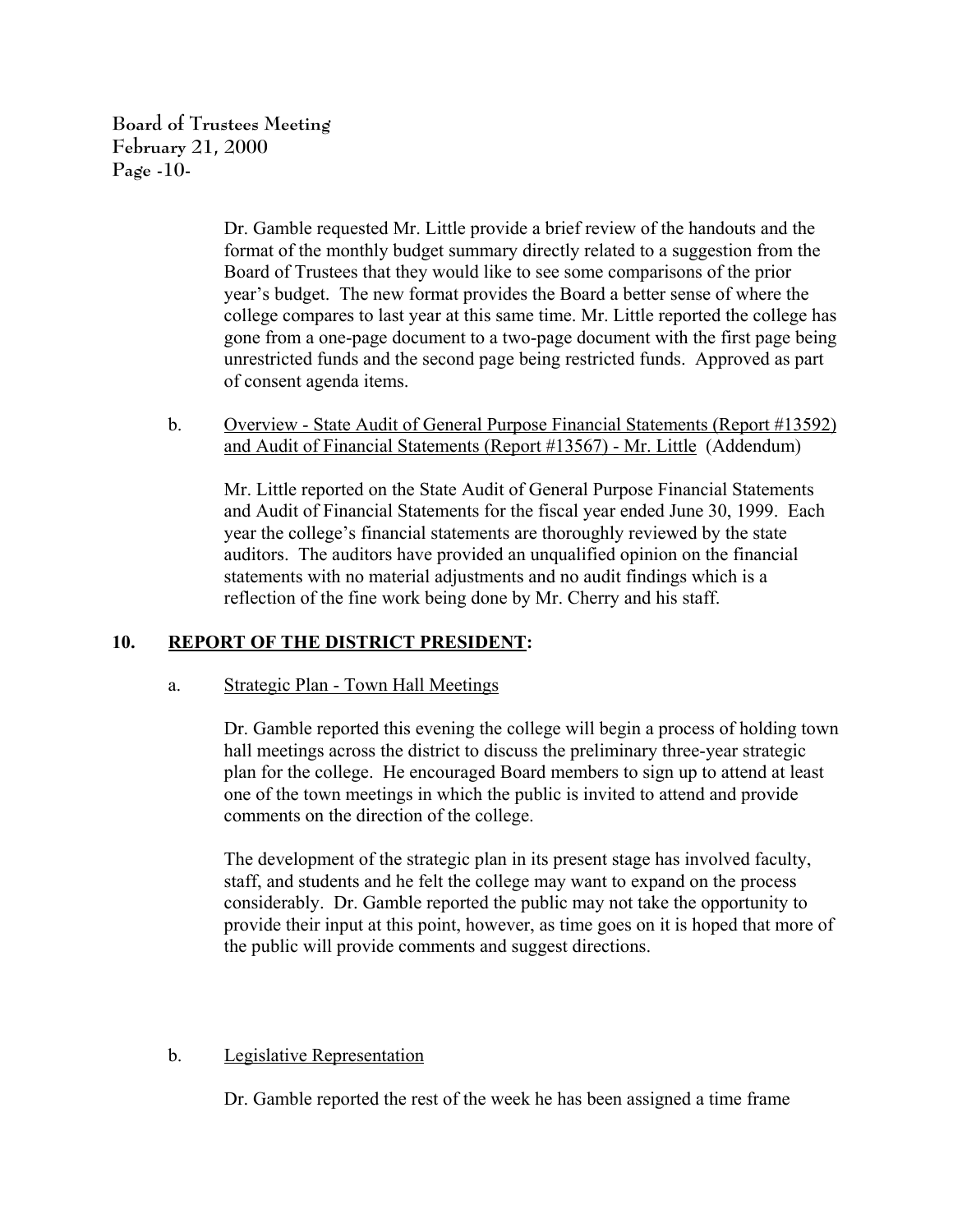Dr. Gamble requested Mr. Little provide a brief review of the handouts and the format of the monthly budget summary directly related to a suggestion from the Board of Trustees that they would like to see some comparisons of the prior year's budget. The new format provides the Board a better sense of where the college compares to last year at this same time. Mr. Little reported the college has gone from a one-page document to a two-page document with the first page being unrestricted funds and the second page being restricted funds. Approved as part of consent agenda items.

b. <u>Overview - State Audit of General Purpose Financial Statements (Report #13592) and Audit of Financial Statements (Report #13567) - Mr. Little</u> (Addendum)

Mr. Little reported on the State Audit of General Purpose Financial Statements and Audit of Financial Statements for the fiscal year ended June 30, 1999. Each year the college's financial statements are thoroughly reviewed by the state auditors. The auditors have provided an unqualified opinion on the financial statements with no material adjustments and no audit findings which is a reflection of the fine work being done by Mr. Cherry and his staff.

## 10. REPORT OF THE DISTRICT PRESIDENT:

a. <u>Strategic Plan - Town Hall Meetings</u>

Dr. Gamble reported this evening the college will begin a process of holding town hall meetings across the district to discuss the preliminary three-year strategic plan for the college. He encouraged Board members to sign up to attend at least one of the town meetings in which the public is invited to attend and provide comments on the direction of the college.

The development of the strategic plan in its present stage has involved faculty, staff, and students and he felt the college may want to expand on the process considerably. Dr. Gamble reported the public may not take the opportunity to provide their input at this point, however, as time goes on it is hoped that more of the public will provide comments and suggest directions.

b. <u>Legislative Representation</u>

Dr. Gamble reported the rest of the week he has been assigned a time frame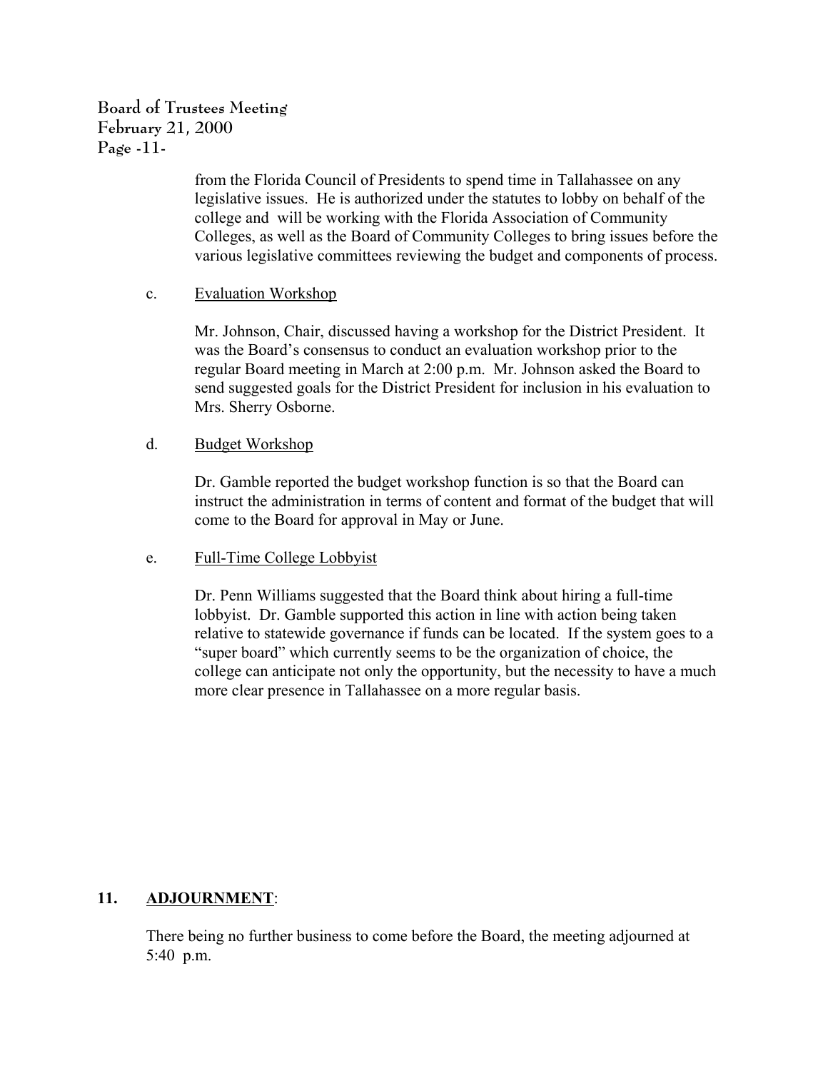from the Florida Council of Presidents to spend time in Tallahassee on any legislative issues. He is authorized under the statutes to lobby on behalf of the college and will be working with the Florida Association of Community Colleges, as well as the Board of Community Colleges to bring issues before the various legislative committees reviewing the budget and components of process.

c. <u>Evaluation Workshop</u>

Mr. Johnson, Chair, discussed having a workshop for the District President. It was the Board's consensus to conduct an evaluation workshop prior to the regular Board meeting in March at 2:00 p.m. Mr. Johnson asked the Board to send suggested goals for the District President for inclusion in his evaluation to Mrs. Sherry Osborne.

d. <u>Budget Workshop</u>

Dr. Gamble reported the budget workshop function is so that the Board can instruct the administration in terms of content and format of the budget that will come to the Board for approval in May or June.

e. <u>Full-Time College Lobbyist</u>

Dr. Penn Williams suggested that the Board think about hiring a full-time lobbyist. Dr. Gamble supported this action in line with action being taken relative to statewide governance if funds can be located. If the system goes to a "super board" which currently seems to be the organization of choice, the college can anticipate not only the opportunity, but the necessity to have a much more clear presence in Tallahassee on a more regular basis.

**11. <u>ADJOURNMENT</u>**:

There being no further business to come before the Board, the meeting adjourned at 5:40 p.m.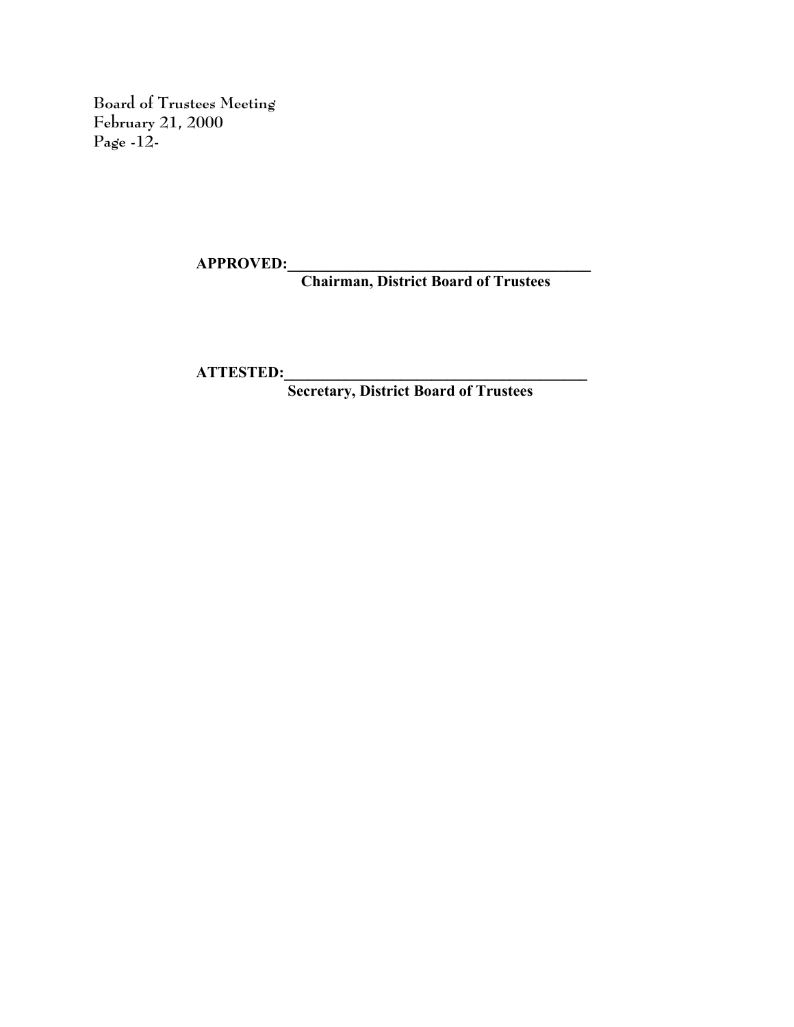**APPROVED:\_\_\_\_\_\_\_\_\_\_\_\_\_\_\_\_\_\_\_\_\_\_\_\_\_\_\_\_\_\_\_\_\_\_\_\_\_\_\_\_**
**Chairman, District Board of Trustees**

**ATTESTED:\_\_\_\_\_\_\_\_\_\_\_\_\_\_\_\_\_\_\_\_\_\_\_\_\_\_\_\_\_\_\_\_\_\_\_\_\_\_\_\_**
**Secretary, District Board of Trustees**